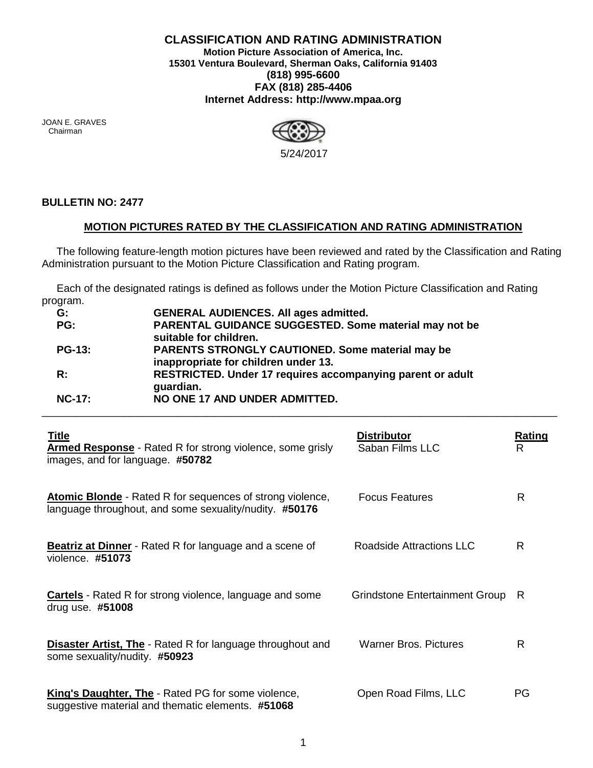# CLASSIFICATION AND RATING ADMINISTRATION

**Motion Picture Association of America, Inc.**
**15301 Ventura Boulevard, Sherman Oaks, California 91403**
**(818) 995-6600**
**FAX (818) 285-4406**
**Internet Address: http://www.mpaa.org**

JOAN E. GRAVES
Chairman

5/24/2017

**BULLETIN NO: 2477**

## MOTION PICTURES RATED BY THE CLASSIFICATION AND RATING ADMINISTRATION

The following feature-length motion pictures have been reviewed and rated by the Classification and Rating Administration pursuant to the Motion Picture Classification and Rating program.

Each of the designated ratings is defined as follows under the Motion Picture Classification and Rating program.

| | |
|---|---|
| **G:** | **GENERAL AUDIENCES. All ages admitted.** |
| **PG:** | **PARENTAL GUIDANCE SUGGESTED. Some material may not be suitable for children.** |
| **PG-13:** | **PARENTS STRONGLY CAUTIONED. Some material may be inappropriate for children under 13.** |
| **R:** | **RESTRICTED. Under 17 requires accompanying parent or adult guardian.** |
| **NC-17:** | **NO ONE 17 AND UNDER ADMITTED.** |

---

| Title | Distributor | Rating |
|---|---|---|
| **Armed Response** - Rated R for strong violence, some grisly images, and for language. **#50782** | Saban Films LLC | R |
| **Atomic Blonde** - Rated R for sequences of strong violence, language throughout, and some sexuality/nudity. **#50176** | Focus Features | R |
| **Beatriz at Dinner** - Rated R for language and a scene of violence. **#51073** | Roadside Attractions LLC | R |
| **Cartels** - Rated R for strong violence, language and some drug use. **#51008** | Grindstone Entertainment Group | R |
| **Disaster Artist, The** - Rated R for language throughout and some sexuality/nudity. **#50923** | Warner Bros. Pictures | R |
| **King's Daughter, The** - Rated PG for some violence, suggestive material and thematic elements. **#51068** | Open Road Films, LLC | PG |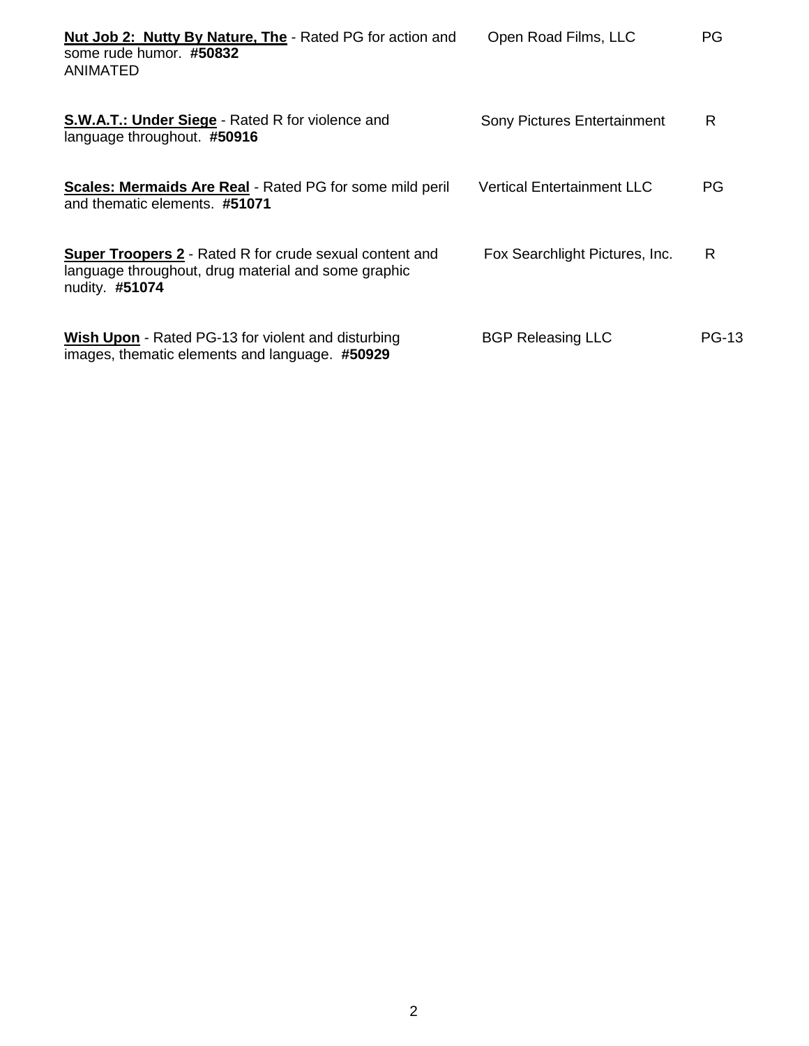| | | |
|---|---|---|
| **Nut Job 2: Nutty By Nature, The** - Rated PG for action and some rude humor. **#50832** ANIMATED | Open Road Films, LLC | PG |
| **S.W.A.T.: Under Siege** - Rated R for violence and language throughout. **#50916** | Sony Pictures Entertainment | R |
| **Scales: Mermaids Are Real** - Rated PG for some mild peril and thematic elements. **#51071** | Vertical Entertainment LLC | PG |
| **Super Troopers 2** - Rated R for crude sexual content and language throughout, drug material and some graphic nudity. **#51074** | Fox Searchlight Pictures, Inc. | R |
| **Wish Upon** - Rated PG-13 for violent and disturbing images, thematic elements and language. **#50929** | BGP Releasing LLC | PG-13 |